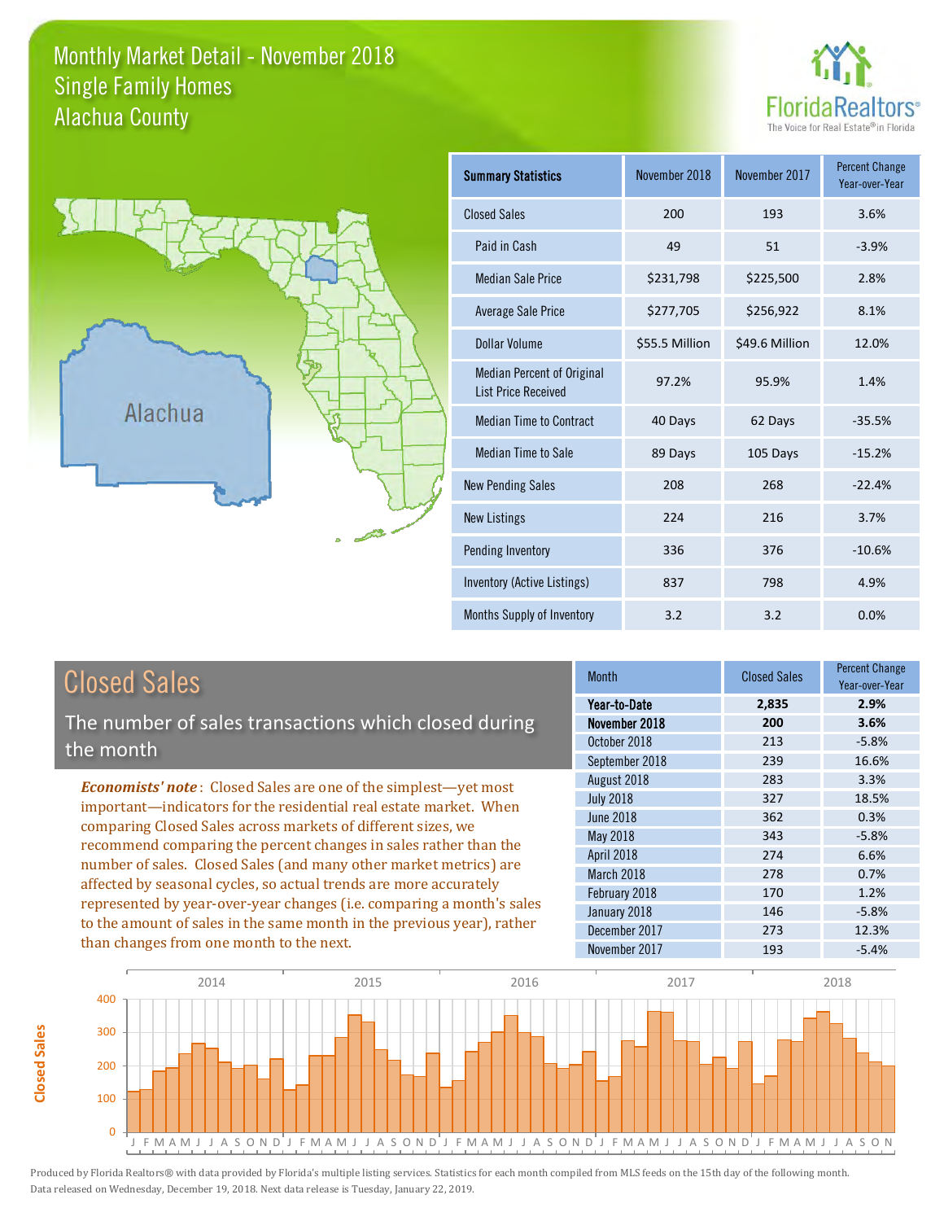# Monthly Market Detail - November 2018
## Single Family Homes
## Alachua County

FloridaRealtors®
The Voice for Real Estate® in Florida

Alachua

| Summary Statistics | November 2018 | November 2017 | Percent Change Year-over-Year |
|---|---|---|---|
| Closed Sales | 200 | 193 | 3.6% |
| Paid in Cash | 49 | 51 | -3.9% |
| Median Sale Price | $231,798 | $225,500 | 2.8% |
| Average Sale Price | $277,705 | $256,922 | 8.1% |
| Dollar Volume | $55.5 Million | $49.6 Million | 12.0% |
| Median Percent of Original List Price Received | 97.2% | 95.9% | 1.4% |
| Median Time to Contract | 40 Days | 62 Days | -35.5% |
| Median Time to Sale | 89 Days | 105 Days | -15.2% |
| New Pending Sales | 208 | 268 | -22.4% |
| New Listings | 224 | 216 | 3.7% |
| Pending Inventory | 336 | 376 | -10.6% |
| Inventory (Active Listings) | 837 | 798 | 4.9% |
| Months Supply of Inventory | 3.2 | 3.2 | 0.0% |

## Closed Sales

The number of sales transactions which closed during the month

*Economists' note*: Closed Sales are one of the simplest—yet most important—indicators for the residential real estate market. When comparing Closed Sales across markets of different sizes, we recommend comparing the percent changes in sales rather than the number of sales. Closed Sales (and many other market metrics) are affected by seasonal cycles, so actual trends are more accurately represented by year-over-year changes (i.e. comparing a month's sales to the amount of sales in the same month in the previous year), rather than changes from one month to the next.

| Month | Closed Sales | Percent Change Year-over-Year |
|---|---|---|
| **Year-to-Date** | **2,835** | **2.9%** |
| **November 2018** | **200** | **3.6%** |
| October 2018 | 213 | -5.8% |
| September 2018 | 239 | 16.6% |
| August 2018 | 283 | 3.3% |
| July 2018 | 327 | 18.5% |
| June 2018 | 362 | 0.3% |
| May 2018 | 343 | -5.8% |
| April 2018 | 274 | 6.6% |
| March 2018 | 278 | 0.7% |
| February 2018 | 170 | 1.2% |
| January 2018 | 146 | -5.8% |
| December 2017 | 273 | 12.3% |
| November 2017 | 193 | -5.4% |

Produced by Florida Realtors® with data provided by Florida's multiple listing services. Statistics for each month compiled from MLS feeds on the 15th day of the following month. Data released on Wednesday, December 19, 2018. Next data release is Tuesday, January 22, 2019.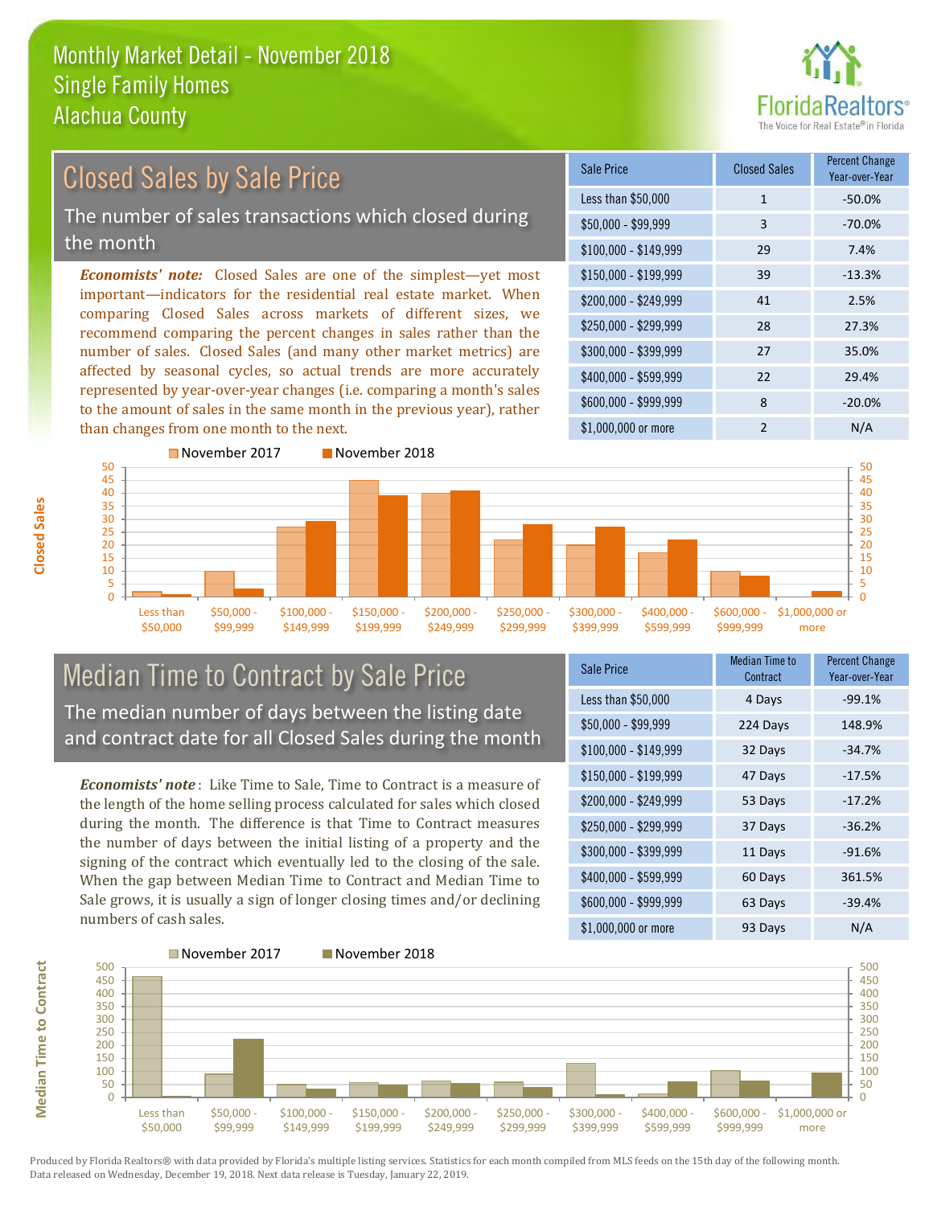Monthly Market Detail - November 2018
Single Family Homes
Alachua County

## Closed Sales by Sale Price

The number of sales transactions which closed during the month

***Economists' note:*** Closed Sales are one of the simplest—yet most important—indicators for the residential real estate market. When comparing Closed Sales across markets of different sizes, we recommend comparing the percent changes in sales rather than the number of sales. Closed Sales (and many other market metrics) are affected by seasonal cycles, so actual trends are more accurately represented by year-over-year changes (i.e. comparing a month's sales to the amount of sales in the same month in the previous year), rather than changes from one month to the next.

| Sale Price | Closed Sales | Percent Change Year-over-Year |
|---|---|---|
| Less than $50,000 | 1 | -50.0% |
| $50,000 - $99,999 | 3 | -70.0% |
| $100,000 - $149,999 | 29 | 7.4% |
| $150,000 - $199,999 | 39 | -13.3% |
| $200,000 - $249,999 | 41 | 2.5% |
| $250,000 - $299,999 | 28 | 27.3% |
| $300,000 - $399,999 | 27 | 35.0% |
| $400,000 - $599,999 | 22 | 29.4% |
| $600,000 - $999,999 | 8 | -20.0% |
| $1,000,000 or more | 2 | N/A |

## Median Time to Contract by Sale Price

The median number of days between the listing date and contract date for all Closed Sales during the month

***Economists' note*** : Like Time to Sale, Time to Contract is a measure of the length of the home selling process calculated for sales which closed during the month. The difference is that Time to Contract measures the number of days between the initial listing of a property and the signing of the contract which eventually led to the closing of the sale. When the gap between Median Time to Contract and Median Time to Sale grows, it is usually a sign of longer closing times and/or declining numbers of cash sales.

| Sale Price | Median Time to Contract | Percent Change Year-over-Year |
|---|---|---|
| Less than $50,000 | 4 Days | -99.1% |
| $50,000 - $99,999 | 224 Days | 148.9% |
| $100,000 - $149,999 | 32 Days | -34.7% |
| $150,000 - $199,999 | 47 Days | -17.5% |
| $200,000 - $249,999 | 53 Days | -17.2% |
| $250,000 - $299,999 | 37 Days | -36.2% |
| $300,000 - $399,999 | 11 Days | -91.6% |
| $400,000 - $599,999 | 60 Days | 361.5% |
| $600,000 - $999,999 | 63 Days | -39.4% |
| $1,000,000 or more | 93 Days | N/A |

Produced by Florida Realtors® with data provided by Florida's multiple listing services. Statistics for each month compiled from MLS feeds on the 15th day of the following month. Data released on Wednesday, December 19, 2018. Next data release is Tuesday, January 22, 2019.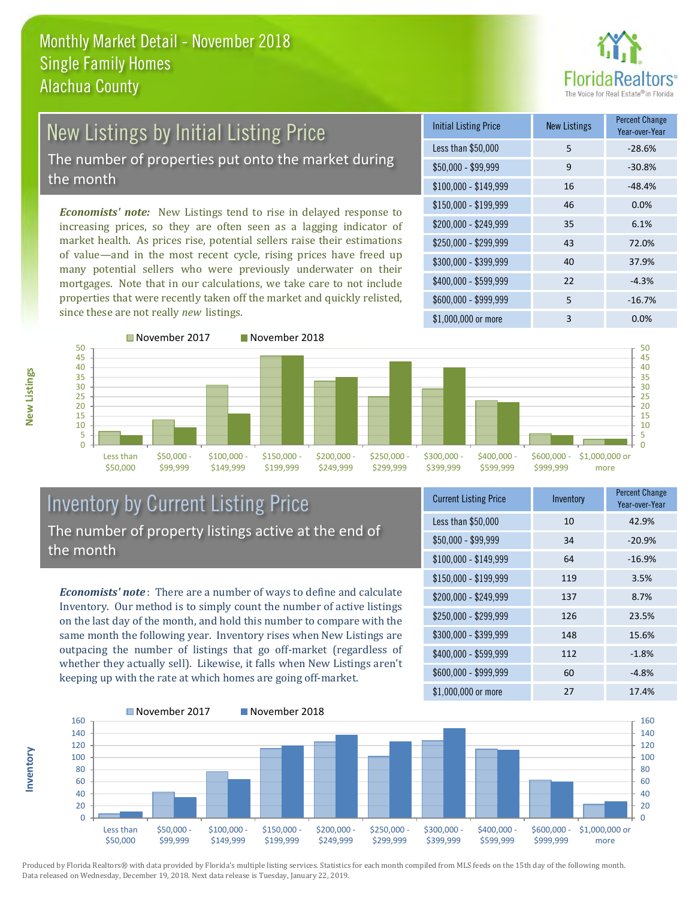Monthly Market Detail - November 2018
Single Family Homes
Alachua County

## New Listings by Initial Listing Price

The number of properties put onto the market during the month

*Economists' note:* New Listings tend to rise in delayed response to increasing prices, so they are often seen as a lagging indicator of market health. As prices rise, potential sellers raise their estimations of value—and in the most recent cycle, rising prices have freed up many potential sellers who were previously underwater on their mortgages. Note that in our calculations, we take care to not include properties that were recently taken off the market and quickly relisted, since these are not really *new* listings.

| Initial Listing Price | New Listings | Percent Change Year-over-Year |
|---|---|---|
| Less than $50,000 | 5 | -28.6% |
| $50,000 - $99,999 | 9 | -30.8% |
| $100,000 - $149,999 | 16 | -48.4% |
| $150,000 - $199,999 | 46 | 0.0% |
| $200,000 - $249,999 | 35 | 6.1% |
| $250,000 - $299,999 | 43 | 72.0% |
| $300,000 - $399,999 | 40 | 37.9% |
| $400,000 - $599,999 | 22 | -4.3% |
| $600,000 - $999,999 | 5 | -16.7% |
| $1,000,000 or more | 3 | 0.0% |

## Inventory by Current Listing Price

The number of property listings active at the end of the month

*Economists' note*: There are a number of ways to define and calculate Inventory. Our method is to simply count the number of active listings on the last day of the month, and hold this number to compare with the same month the following year. Inventory rises when New Listings are outpacing the number of listings that go off-market (regardless of whether they actually sell). Likewise, it falls when New Listings aren't keeping up with the rate at which homes are going off-market.

| Current Listing Price | Inventory | Percent Change Year-over-Year |
|---|---|---|
| Less than $50,000 | 10 | 42.9% |
| $50,000 - $99,999 | 34 | -20.9% |
| $100,000 - $149,999 | 64 | -16.9% |
| $150,000 - $199,999 | 119 | 3.5% |
| $200,000 - $249,999 | 137 | 8.7% |
| $250,000 - $299,999 | 126 | 23.5% |
| $300,000 - $399,999 | 148 | 15.6% |
| $400,000 - $599,999 | 112 | -1.8% |
| $600,000 - $999,999 | 60 | -4.8% |
| $1,000,000 or more | 27 | 17.4% |

Produced by Florida Realtors® with data provided by Florida's multiple listing services. Statistics for each month compiled from MLS feeds on the 15th day of the following month. Data released on Wednesday, December 19, 2018. Next data release is Tuesday, January 22, 2019.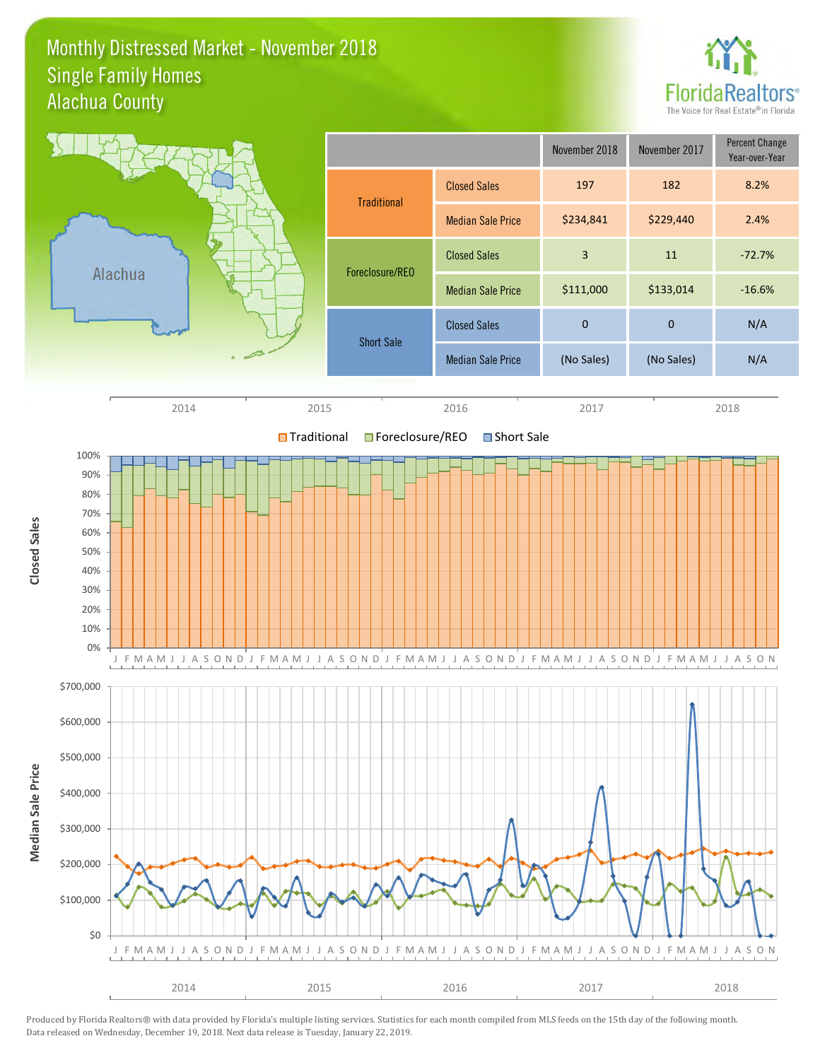# Monthly Distressed Market - November 2018
## Single Family Homes
## Alachua County

| | | November 2018 | November 2017 | Percent Change Year-over-Year |
|---|---|---|---|---|
| Traditional | Closed Sales | 197 | 182 | 8.2% |
| | Median Sale Price | $234,841 | $229,440 | 2.4% |
| Foreclosure/REO | Closed Sales | 3 | 11 | -72.7% |
| | Median Sale Price | $111,000 | $133,014 | -16.6% |
| Short Sale | Closed Sales | 0 | 0 | N/A |
| | Median Sale Price | (No Sales) | (No Sales) | N/A |

Produced by Florida Realtors® with data provided by Florida's multiple listing services. Statistics for each month compiled from MLS feeds on the 15th day of the following month. Data released on Wednesday, December 19, 2018. Next data release is Tuesday, January 22, 2019.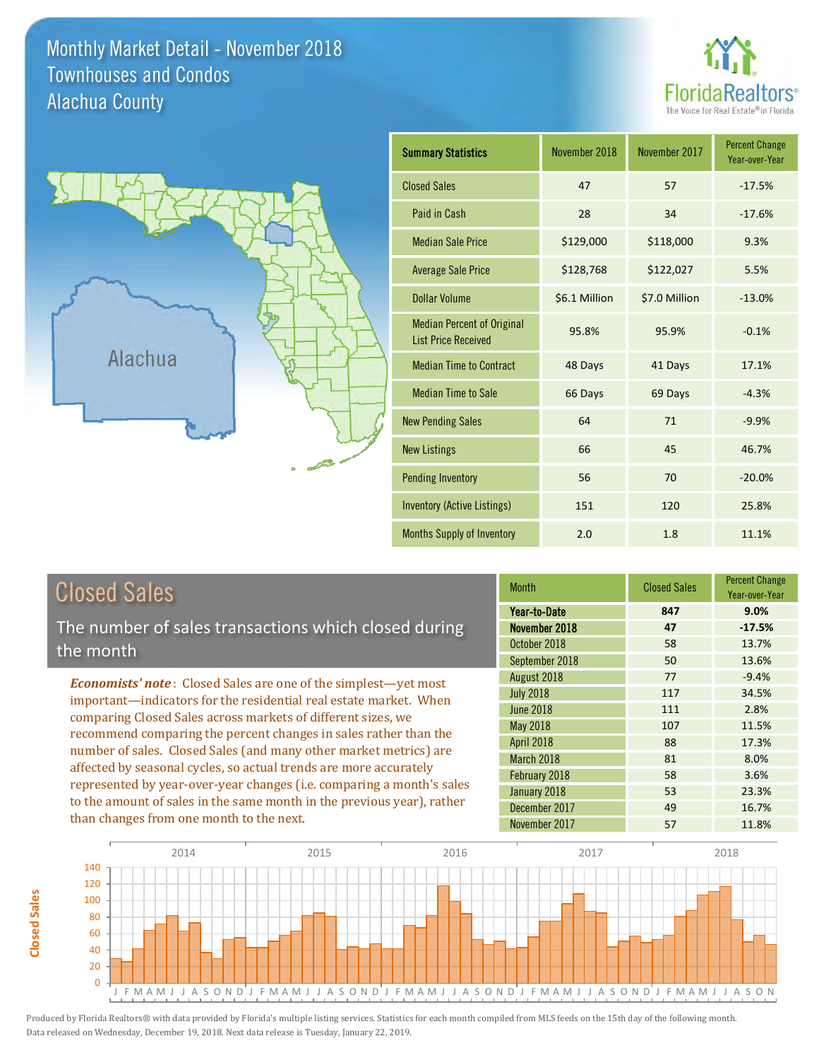# Monthly Market Detail - November 2018
## Townhouses and Condos
## Alachua County

FloridaRealtors®
The Voice for Real Estate® in Florida

Alachua

| Summary Statistics | November 2018 | November 2017 | Percent Change Year-over-Year |
|---|---|---|---|
| Closed Sales | 47 | 57 | -17.5% |
| Paid in Cash | 28 | 34 | -17.6% |
| Median Sale Price | $129,000 | $118,000 | 9.3% |
| Average Sale Price | $128,768 | $122,027 | 5.5% |
| Dollar Volume | $6.1 Million | $7.0 Million | -13.0% |
| Median Percent of Original List Price Received | 95.8% | 95.9% | -0.1% |
| Median Time to Contract | 48 Days | 41 Days | 17.1% |
| Median Time to Sale | 66 Days | 69 Days | -4.3% |
| New Pending Sales | 64 | 71 | -9.9% |
| New Listings | 66 | 45 | 46.7% |
| Pending Inventory | 56 | 70 | -20.0% |
| Inventory (Active Listings) | 151 | 120 | 25.8% |
| Months Supply of Inventory | 2.0 | 1.8 | 11.1% |

## Closed Sales

The number of sales transactions which closed during the month

***Economists' note***: Closed Sales are one of the simplest—yet most important—indicators for the residential real estate market. When comparing Closed Sales across markets of different sizes, we recommend comparing the percent changes in sales rather than the number of sales. Closed Sales (and many other market metrics) are affected by seasonal cycles, so actual trends are more accurately represented by year-over-year changes (i.e. comparing a month's sales to the amount of sales in the same month in the previous year), rather than changes from one month to the next.

| Month | Closed Sales | Percent Change Year-over-Year |
|---|---|---|
| **Year-to-Date** | **847** | **9.0%** |
| **November 2018** | **47** | **-17.5%** |
| October 2018 | 58 | 13.7% |
| September 2018 | 50 | 13.6% |
| August 2018 | 77 | -9.4% |
| July 2018 | 117 | 34.5% |
| June 2018 | 111 | 2.8% |
| May 2018 | 107 | 11.5% |
| April 2018 | 88 | 17.3% |
| March 2018 | 81 | 8.0% |
| February 2018 | 58 | 3.6% |
| January 2018 | 53 | 23.3% |
| December 2017 | 49 | 16.7% |
| November 2017 | 57 | 11.8% |

Produced by Florida Realtors® with data provided by Florida's multiple listing services. Statistics for each month compiled from MLS feeds on the 15th day of the following month. Data released on Wednesday, December 19, 2018. Next data release is Tuesday, January 22, 2019.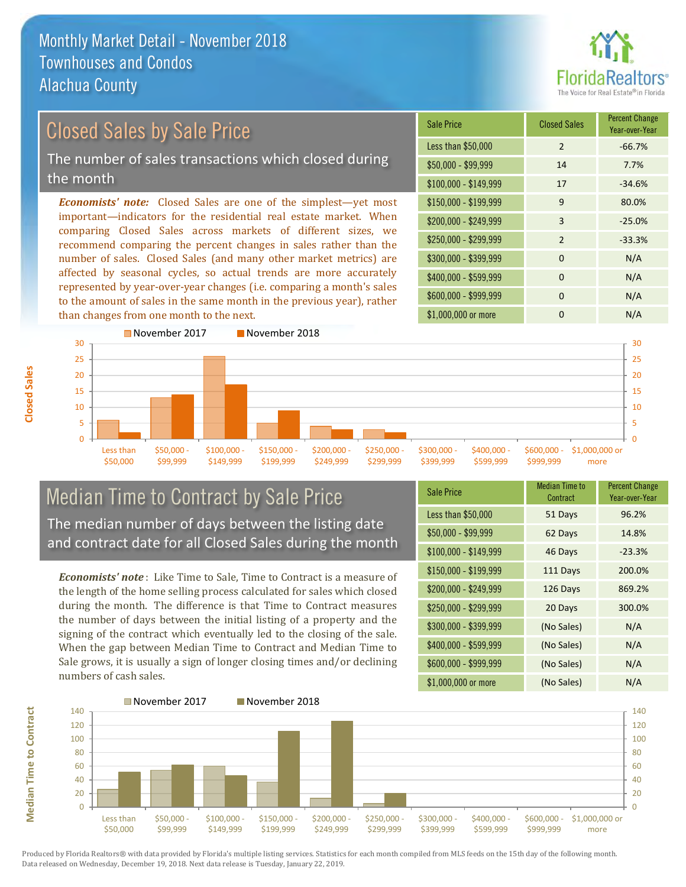# Monthly Market Detail - November 2018
## Townhouses and Condos
## Alachua County

## Closed Sales by Sale Price

The number of sales transactions which closed during the month

***Economists' note:*** Closed Sales are one of the simplest—yet most important—indicators for the residential real estate market. When comparing Closed Sales across markets of different sizes, we recommend comparing the percent changes in sales rather than the number of sales. Closed Sales (and many other market metrics) are affected by seasonal cycles, so actual trends are more accurately represented by year-over-year changes (i.e. comparing a month's sales to the amount of sales in the same month in the previous year), rather than changes from one month to the next.

| Sale Price | Closed Sales | Percent Change Year-over-Year |
|---|---|---|
| Less than $50,000 | 2 | -66.7% |
| $50,000 - $99,999 | 14 | 7.7% |
| $100,000 - $149,999 | 17 | -34.6% |
| $150,000 - $199,999 | 9 | 80.0% |
| $200,000 - $249,999 | 3 | -25.0% |
| $250,000 - $299,999 | 2 | -33.3% |
| $300,000 - $399,999 | 0 | N/A |
| $400,000 - $599,999 | 0 | N/A |
| $600,000 - $999,999 | 0 | N/A |
| $1,000,000 or more | 0 | N/A |

## Median Time to Contract by Sale Price

The median number of days between the listing date and contract date for all Closed Sales during the month

***Economists' note*** : Like Time to Sale, Time to Contract is a measure of the length of the home selling process calculated for sales which closed during the month. The difference is that Time to Contract measures the number of days between the initial listing of a property and the signing of the contract which eventually led to the closing of the sale. When the gap between Median Time to Contract and Median Time to Sale grows, it is usually a sign of longer closing times and/or declining numbers of cash sales.

| Sale Price | Median Time to Contract | Percent Change Year-over-Year |
|---|---|---|
| Less than $50,000 | 51 Days | 96.2% |
| $50,000 - $99,999 | 62 Days | 14.8% |
| $100,000 - $149,999 | 46 Days | -23.3% |
| $150,000 - $199,999 | 111 Days | 200.0% |
| $200,000 - $249,999 | 126 Days | 869.2% |
| $250,000 - $299,999 | 20 Days | 300.0% |
| $300,000 - $399,999 | (No Sales) | N/A |
| $400,000 - $599,999 | (No Sales) | N/A |
| $600,000 - $999,999 | (No Sales) | N/A |
| $1,000,000 or more | (No Sales) | N/A |

Produced by Florida Realtors® with data provided by Florida's multiple listing services. Statistics for each month compiled from MLS feeds on the 15th day of the following month. Data released on Wednesday, December 19, 2018. Next data release is Tuesday, January 22, 2019.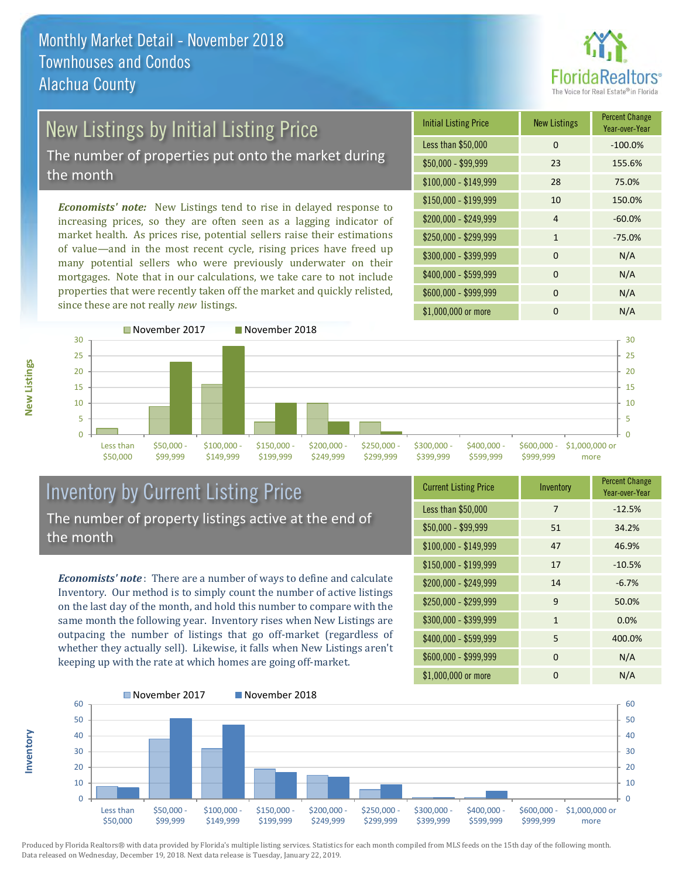# Monthly Market Detail - November 2018
## Townhouses and Condos
## Alachua County

## New Listings by Initial Listing Price

The number of properties put onto the market during the month

*Economists' note:* New Listings tend to rise in delayed response to increasing prices, so they are often seen as a lagging indicator of market health. As prices rise, potential sellers raise their estimations of value—and in the most recent cycle, rising prices have freed up many potential sellers who were previously underwater on their mortgages. Note that in our calculations, we take care to not include properties that were recently taken off the market and quickly relisted, since these are not really *new* listings.

| Initial Listing Price | New Listings | Percent Change Year-over-Year |
|---|---|---|
| Less than $50,000 | 0 | -100.0% |
| $50,000 - $99,999 | 23 | 155.6% |
| $100,000 - $149,999 | 28 | 75.0% |
| $150,000 - $199,999 | 10 | 150.0% |
| $200,000 - $249,999 | 4 | -60.0% |
| $250,000 - $299,999 | 1 | -75.0% |
| $300,000 - $399,999 | 0 | N/A |
| $400,000 - $599,999 | 0 | N/A |
| $600,000 - $999,999 | 0 | N/A |
| $1,000,000 or more | 0 | N/A |

## Inventory by Current Listing Price

The number of property listings active at the end of the month

*Economists' note*: There are a number of ways to define and calculate Inventory. Our method is to simply count the number of active listings on the last day of the month, and hold this number to compare with the same month the following year. Inventory rises when New Listings are outpacing the number of listings that go off-market (regardless of whether they actually sell). Likewise, it falls when New Listings aren't keeping up with the rate at which homes are going off-market.

| Current Listing Price | Inventory | Percent Change Year-over-Year |
|---|---|---|
| Less than $50,000 | 7 | -12.5% |
| $50,000 - $99,999 | 51 | 34.2% |
| $100,000 - $149,999 | 47 | 46.9% |
| $150,000 - $199,999 | 17 | -10.5% |
| $200,000 - $249,999 | 14 | -6.7% |
| $250,000 - $299,999 | 9 | 50.0% |
| $300,000 - $399,999 | 1 | 0.0% |
| $400,000 - $599,999 | 5 | 400.0% |
| $600,000 - $999,999 | 0 | N/A |
| $1,000,000 or more | 0 | N/A |

Produced by Florida Realtors® with data provided by Florida's multiple listing services. Statistics for each month compiled from MLS feeds on the 15th day of the following month. Data released on Wednesday, December 19, 2018. Next data release is Tuesday, January 22, 2019.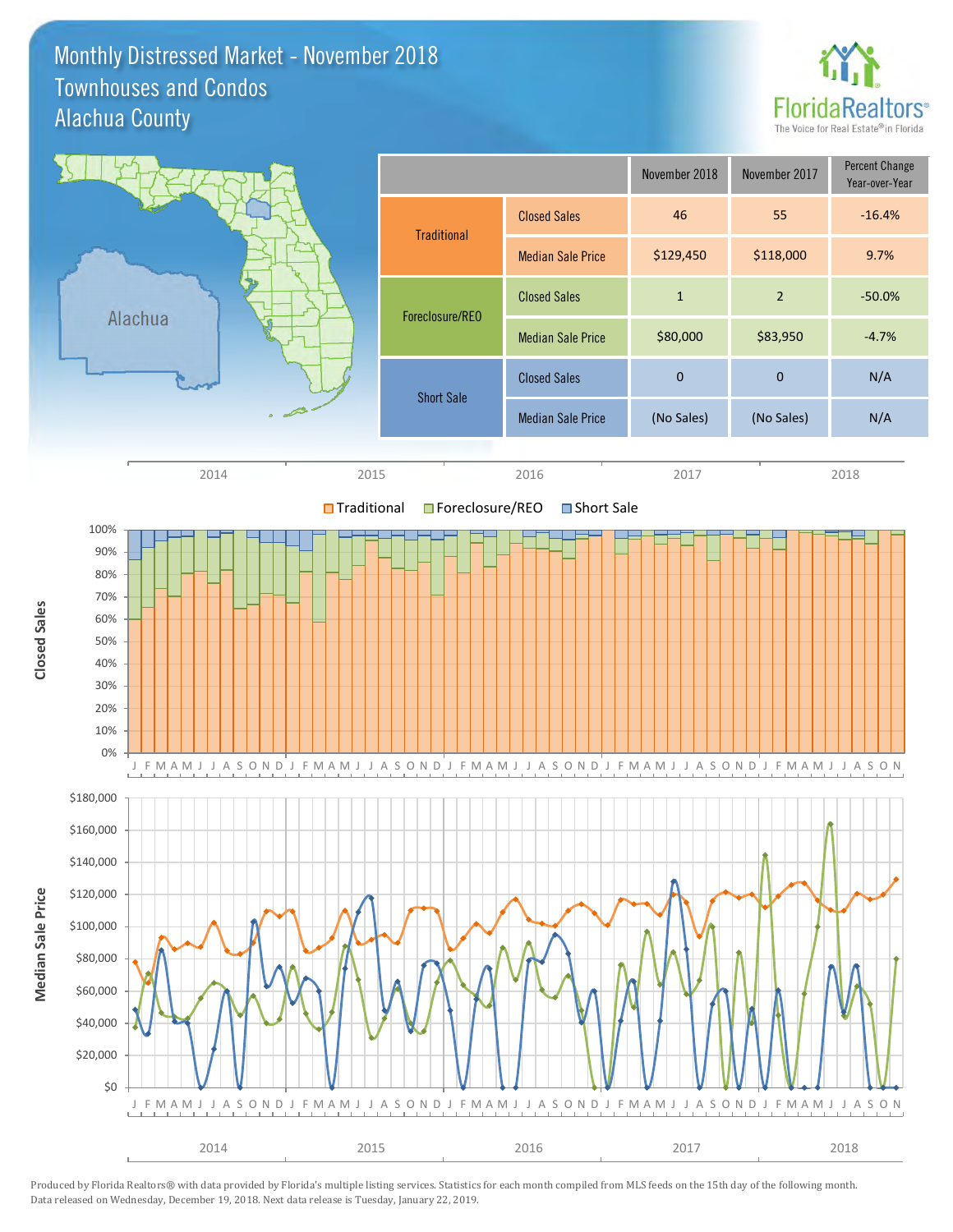# Monthly Distressed Market - November 2018
## Townhouses and Condos
## Alachua County

| | | November 2018 | November 2017 | Percent Change Year-over-Year |
|---|---|---|---|---|
| Traditional | Closed Sales | 46 | 55 | -16.4% |
| | Median Sale Price | $129,450 | $118,000 | 9.7% |
| Foreclosure/REO | Closed Sales | 1 | 2 | -50.0% |
| | Median Sale Price | $80,000 | $83,950 | -4.7% |
| Short Sale | Closed Sales | 0 | 0 | N/A |
| | Median Sale Price | (No Sales) | (No Sales) | N/A |

Produced by Florida Realtors® with data provided by Florida's multiple listing services. Statistics for each month compiled from MLS feeds on the 15th day of the following month. Data released on Wednesday, December 19, 2018. Next data release is Tuesday, January 22, 2019.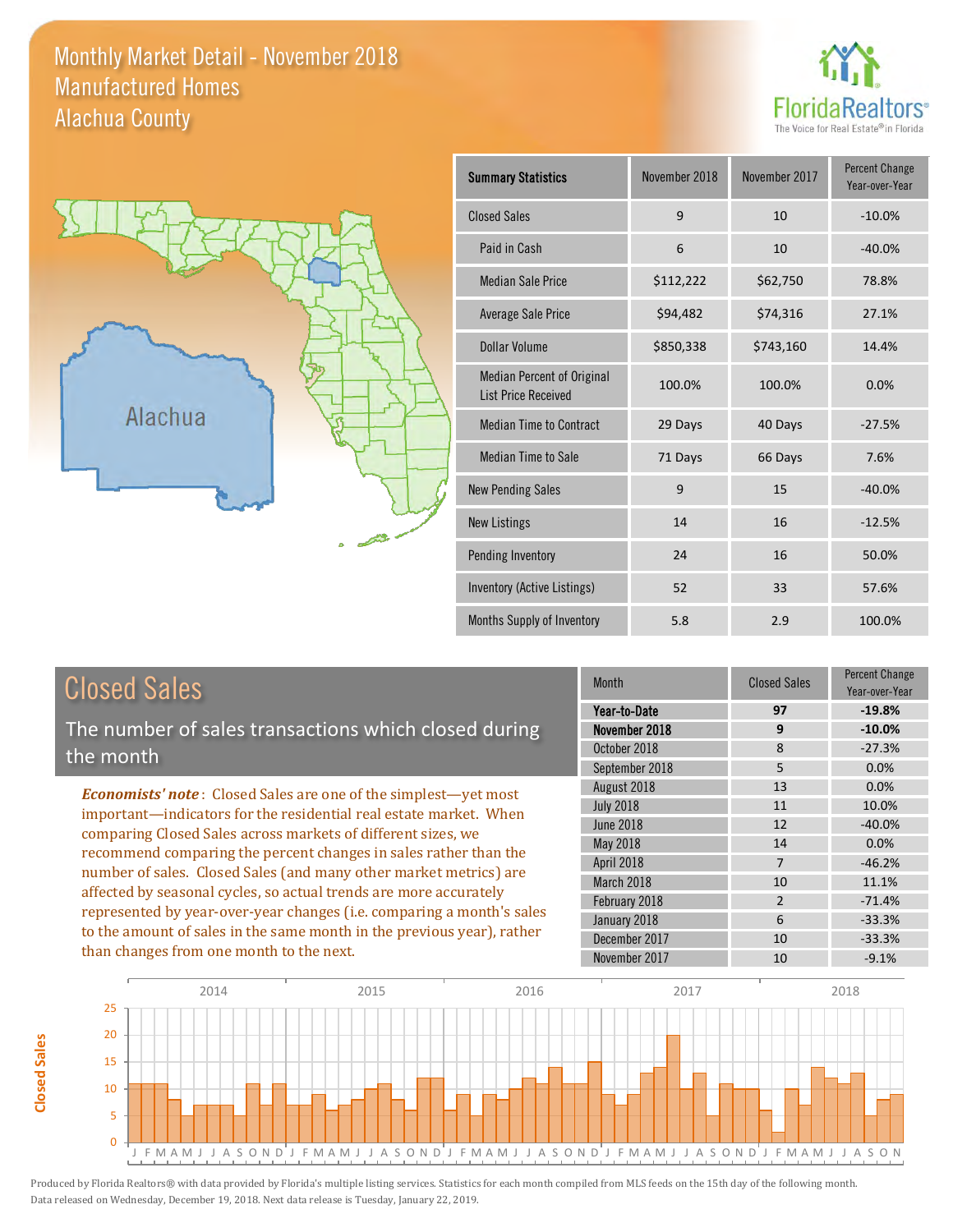# Monthly Market Detail - November 2018
## Manufactured Homes
## Alachua County

FloridaRealtors® The Voice for Real Estate® in Florida

Alachua

| Summary Statistics | November 2018 | November 2017 | Percent Change Year-over-Year |
|---|---|---|---|
| Closed Sales | 9 | 10 | -10.0% |
| Paid in Cash | 6 | 10 | -40.0% |
| Median Sale Price | $112,222 | $62,750 | 78.8% |
| Average Sale Price | $94,482 | $74,316 | 27.1% |
| Dollar Volume | $850,338 | $743,160 | 14.4% |
| Median Percent of Original List Price Received | 100.0% | 100.0% | 0.0% |
| Median Time to Contract | 29 Days | 40 Days | -27.5% |
| Median Time to Sale | 71 Days | 66 Days | 7.6% |
| New Pending Sales | 9 | 15 | -40.0% |
| New Listings | 14 | 16 | -12.5% |
| Pending Inventory | 24 | 16 | 50.0% |
| Inventory (Active Listings) | 52 | 33 | 57.6% |
| Months Supply of Inventory | 5.8 | 2.9 | 100.0% |

## Closed Sales

The number of sales transactions which closed during the month

***Economists' note***: Closed Sales are one of the simplest—yet most important—indicators for the residential real estate market. When comparing Closed Sales across markets of different sizes, we recommend comparing the percent changes in sales rather than the number of sales. Closed Sales (and many other market metrics) are affected by seasonal cycles, so actual trends are more accurately represented by year-over-year changes (i.e. comparing a month's sales to the amount of sales in the same month in the previous year), rather than changes from one month to the next.

| Month | Closed Sales | Percent Change Year-over-Year |
|---|---|---|
| **Year-to-Date** | **97** | **-19.8%** |
| **November 2018** | **9** | **-10.0%** |
| October 2018 | 8 | -27.3% |
| September 2018 | 5 | 0.0% |
| August 2018 | 13 | 0.0% |
| July 2018 | 11 | 10.0% |
| June 2018 | 12 | -40.0% |
| May 2018 | 14 | 0.0% |
| April 2018 | 7 | -46.2% |
| March 2018 | 10 | 11.1% |
| February 2018 | 2 | -71.4% |
| January 2018 | 6 | -33.3% |
| December 2017 | 10 | -33.3% |
| November 2017 | 10 | -9.1% |

Produced by Florida Realtors® with data provided by Florida's multiple listing services. Statistics for each month compiled from MLS feeds on the 15th day of the following month. Data released on Wednesday, December 19, 2018. Next data release is Tuesday, January 22, 2019.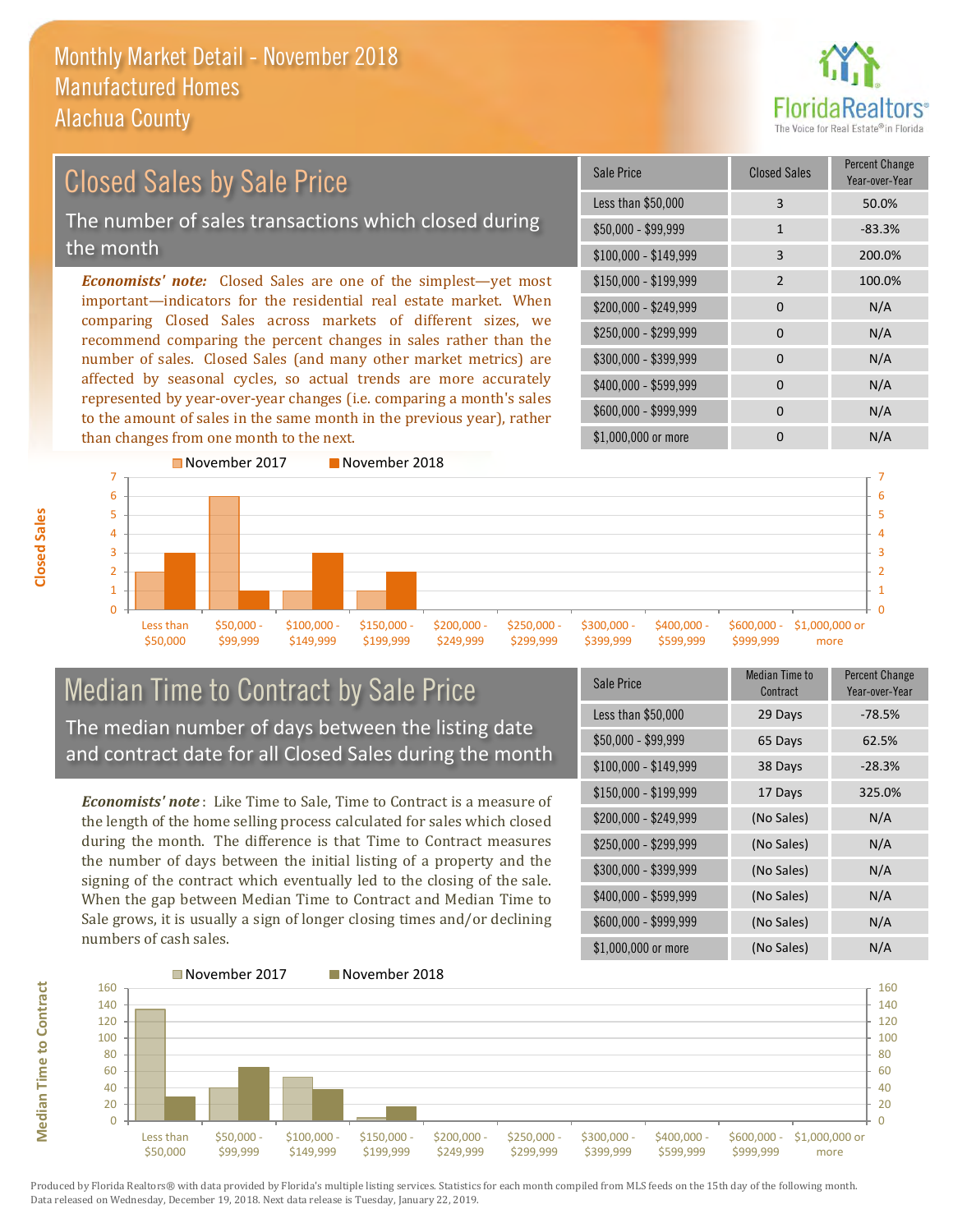# Monthly Market Detail - November 2018
## Manufactured Homes
## Alachua County

## Closed Sales by Sale Price

The number of sales transactions which closed during the month

***Economists' note:*** Closed Sales are one of the simplest—yet most important—indicators for the residential real estate market. When comparing Closed Sales across markets of different sizes, we recommend comparing the percent changes in sales rather than the number of sales. Closed Sales (and many other market metrics) are affected by seasonal cycles, so actual trends are more accurately represented by year-over-year changes (i.e. comparing a month's sales to the amount of sales in the same month in the previous year), rather than changes from one month to the next.

| Sale Price | Closed Sales | Percent Change Year-over-Year |
|---|---|---|
| Less than $50,000 | 3 | 50.0% |
| $50,000 - $99,999 | 1 | -83.3% |
| $100,000 - $149,999 | 3 | 200.0% |
| $150,000 - $199,999 | 2 | 100.0% |
| $200,000 - $249,999 | 0 | N/A |
| $250,000 - $299,999 | 0 | N/A |
| $300,000 - $399,999 | 0 | N/A |
| $400,000 - $599,999 | 0 | N/A |
| $600,000 - $999,999 | 0 | N/A |
| $1,000,000 or more | 0 | N/A |

## Median Time to Contract by Sale Price

The median number of days between the listing date and contract date for all Closed Sales during the month

***Economists' note***: Like Time to Sale, Time to Contract is a measure of the length of the home selling process calculated for sales which closed during the month. The difference is that Time to Contract measures the number of days between the initial listing of a property and the signing of the contract which eventually led to the closing of the sale. When the gap between Median Time to Contract and Median Time to Sale grows, it is usually a sign of longer closing times and/or declining numbers of cash sales.

| Sale Price | Median Time to Contract | Percent Change Year-over-Year |
|---|---|---|
| Less than $50,000 | 29 Days | -78.5% |
| $50,000 - $99,999 | 65 Days | 62.5% |
| $100,000 - $149,999 | 38 Days | -28.3% |
| $150,000 - $199,999 | 17 Days | 325.0% |
| $200,000 - $249,999 | (No Sales) | N/A |
| $250,000 - $299,999 | (No Sales) | N/A |
| $300,000 - $399,999 | (No Sales) | N/A |
| $400,000 - $599,999 | (No Sales) | N/A |
| $600,000 - $999,999 | (No Sales) | N/A |
| $1,000,000 or more | (No Sales) | N/A |

Produced by Florida Realtors® with data provided by Florida's multiple listing services. Statistics for each month compiled from MLS feeds on the 15th day of the following month. Data released on Wednesday, December 19, 2018. Next data release is Tuesday, January 22, 2019.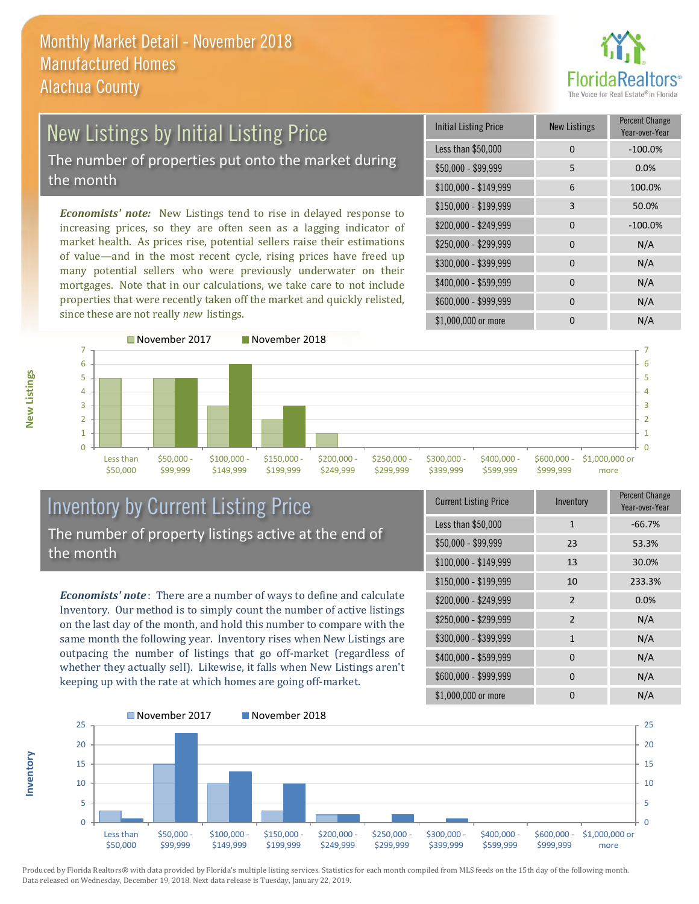# Monthly Market Detail - November 2018
## Manufactured Homes
## Alachua County

## New Listings by Initial Listing Price

The number of properties put onto the market during the month

*Economists' note:* New Listings tend to rise in delayed response to increasing prices, so they are often seen as a lagging indicator of market health. As prices rise, potential sellers raise their estimations of value—and in the most recent cycle, rising prices have freed up many potential sellers who were previously underwater on their mortgages. Note that in our calculations, we take care to not include properties that were recently taken off the market and quickly relisted, since these are not really *new* listings.

| Initial Listing Price | New Listings | Percent Change Year-over-Year |
|---|---|---|
| Less than $50,000 | 0 | -100.0% |
| $50,000 - $99,999 | 5 | 0.0% |
| $100,000 - $149,999 | 6 | 100.0% |
| $150,000 - $199,999 | 3 | 50.0% |
| $200,000 - $249,999 | 0 | -100.0% |
| $250,000 - $299,999 | 0 | N/A |
| $300,000 - $399,999 | 0 | N/A |
| $400,000 - $599,999 | 0 | N/A |
| $600,000 - $999,999 | 0 | N/A |
| $1,000,000 or more | 0 | N/A |

| New Listings | November 2017 | November 2018 |
|---|---|---|
| Less than $50,000 | 5 | 0 |
| $50,000 - $99,999 | 5 | 5 |
| $100,000 - $149,999 | 3 | 6 |
| $150,000 - $199,999 | 2 | 3 |
| $200,000 - $249,999 | 1 | 0 |
| $250,000 - $299,999 | 0 | 0 |
| $300,000 - $399,999 | 0 | 0 |
| $400,000 - $599,999 | 0 | 0 |
| $600,000 - $999,999 | 0 | 0 |
| $1,000,000 or more | 0 | 0 |

## Inventory by Current Listing Price

The number of property listings active at the end of the month

*Economists' note*: There are a number of ways to define and calculate Inventory. Our method is to simply count the number of active listings on the last day of the month, and hold this number to compare with the same month the following year. Inventory rises when New Listings are outpacing the number of listings that go off-market (regardless of whether they actually sell). Likewise, it falls when New Listings aren't keeping up with the rate at which homes are going off-market.

| Current Listing Price | Inventory | Percent Change Year-over-Year |
|---|---|---|
| Less than $50,000 | 1 | -66.7% |
| $50,000 - $99,999 | 23 | 53.3% |
| $100,000 - $149,999 | 13 | 30.0% |
| $150,000 - $199,999 | 10 | 233.3% |
| $200,000 - $249,999 | 2 | 0.0% |
| $250,000 - $299,999 | 2 | N/A |
| $300,000 - $399,999 | 1 | N/A |
| $400,000 - $599,999 | 0 | N/A |
| $600,000 - $999,999 | 0 | N/A |
| $1,000,000 or more | 0 | N/A |

| Inventory | November 2017 | November 2018 |
|---|---|---|
| Less than $50,000 | 3 | 1 |
| $50,000 - $99,999 | 15 | 23 |
| $100,000 - $149,999 | 10 | 13 |
| $150,000 - $199,999 | 3 | 10 |
| $200,000 - $249,999 | 2 | 2 |
| $250,000 - $299,999 | 0 | 2 |
| $300,000 - $399,999 | 0 | 1 |
| $400,000 - $599,999 | 0 | 0 |
| $600,000 - $999,999 | 0 | 0 |
| $1,000,000 or more | 0 | 0 |

Produced by Florida Realtors® with data provided by Florida's multiple listing services. Statistics for each month compiled from MLS feeds on the 15th day of the following month. Data released on Wednesday, December 19, 2018. Next data release is Tuesday, January 22, 2019.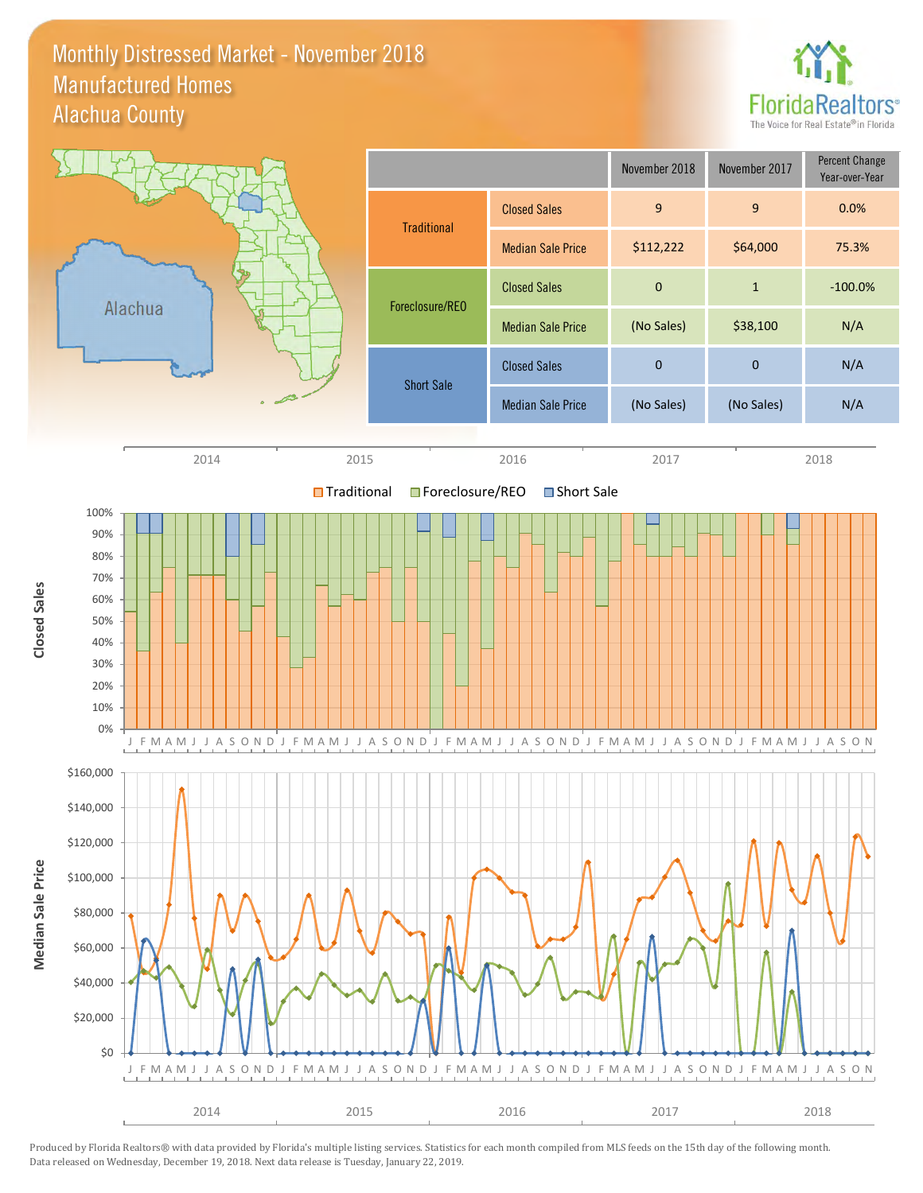# Monthly Distressed Market - November 2018
## Manufactured Homes
## Alachua County

FloridaRealtors® The Voice for Real Estate® in Florida

Alachua

| | | November 2018 | November 2017 | Percent Change Year-over-Year |
|---|---|---|---|---|
| Traditional | Closed Sales | 9 | 9 | 0.0% |
| | Median Sale Price | $112,222 | $64,000 | 75.3% |
| Foreclosure/REO | Closed Sales | 0 | 1 | -100.0% |
| | Median Sale Price | (No Sales) | $38,100 | N/A |
| Short Sale | Closed Sales | 0 | 0 | N/A |
| | Median Sale Price | (No Sales) | (No Sales) | N/A |

2014 2015 2016 2017 2018

Traditional Foreclosure/REO Short Sale

Closed Sales

100% 90% 80% 70% 60% 50% 40% 30% 20% 10% 0%

J F M A M J J A S O N D J F M A M J J A S O N D J F M A M J J A S O N D J F M A M J J A S O N D J F M A M J J A S O N

Median Sale Price

$160,000 $140,000 $120,000 $100,000 $80,000 $60,000 $40,000 $20,000 $0

J F M A M J J A S O N D J F M A M J J A S O N D J F M A M J J A S O N D J F M A M J J A S O N D J F M A M J J A S O N

2014 2015 2016 2017 2018

Produced by Florida Realtors® with data provided by Florida's multiple listing services. Statistics for each month compiled from MLS feeds on the 15th day of the following month. Data released on Wednesday, December 19, 2018. Next data release is Tuesday, January 22, 2019.